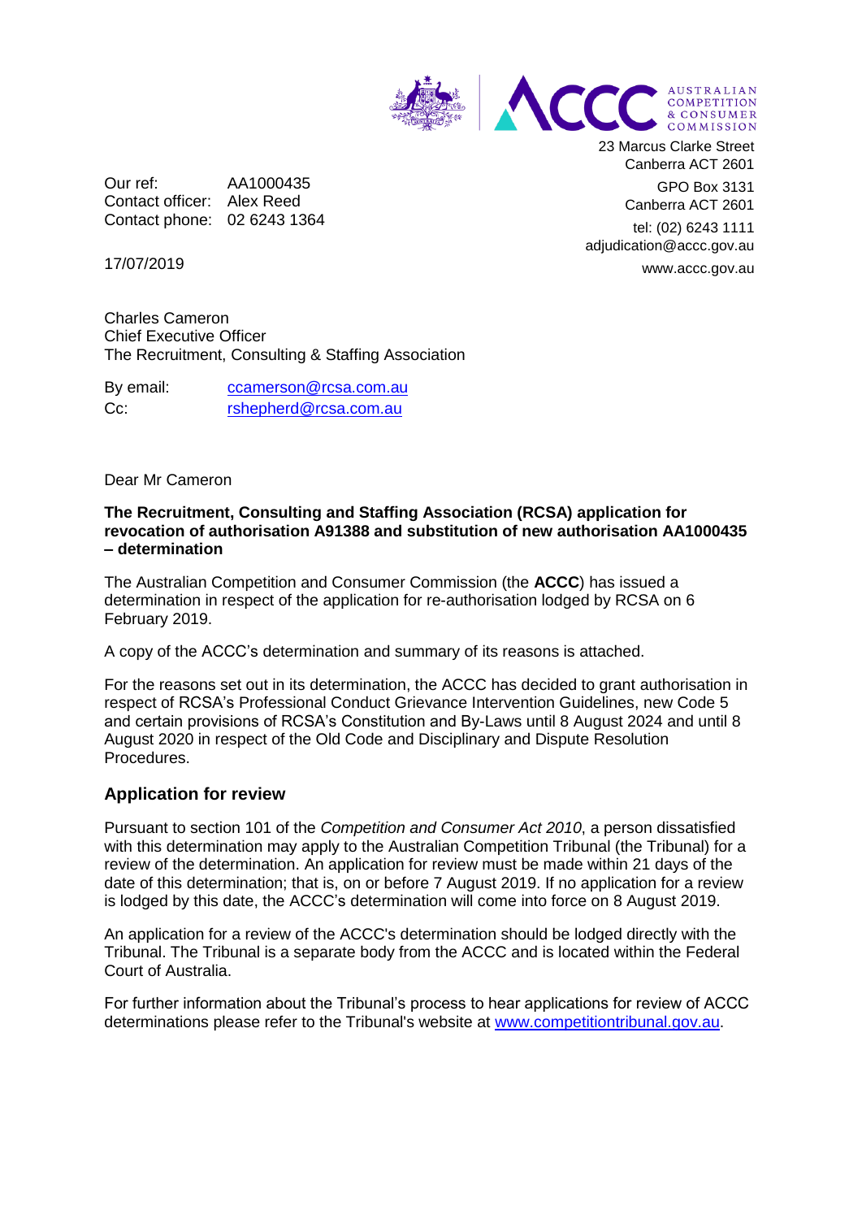AUSTRALIAN COMPETITION & CONSUMER COMMISSION

23 Marcus Clarke Street
Canberra ACT 2601

GPO Box 3131
Canberra ACT 2601

tel: (02) 6243 1111
adjudication@accc.gov.au

www.accc.gov.au

Our ref: AA1000435
Contact officer: Alex Reed
Contact phone: 02 6243 1364

17/07/2019

Charles Cameron
Chief Executive Officer
The Recruitment, Consulting & Staffing Association

By email: ccamerson@rcsa.com.au
Cc: rshepherd@rcsa.com.au

Dear Mr Cameron

**The Recruitment, Consulting and Staffing Association (RCSA) application for revocation of authorisation A91388 and substitution of new authorisation AA1000435 – determination**

The Australian Competition and Consumer Commission (the **ACCC**) has issued a determination in respect of the application for re-authorisation lodged by RCSA on 6 February 2019.

A copy of the ACCC's determination and summary of its reasons is attached.

For the reasons set out in its determination, the ACCC has decided to grant authorisation in respect of RCSA's Professional Conduct Grievance Intervention Guidelines, new Code 5 and certain provisions of RCSA's Constitution and By-Laws until 8 August 2024 and until 8 August 2020 in respect of the Old Code and Disciplinary and Dispute Resolution Procedures.

## Application for review

Pursuant to section 101 of the *Competition and Consumer Act 2010*, a person dissatisfied with this determination may apply to the Australian Competition Tribunal (the Tribunal) for a review of the determination. An application for review must be made within 21 days of the date of this determination; that is, on or before 7 August 2019. If no application for a review is lodged by this date, the ACCC's determination will come into force on 8 August 2019.

An application for a review of the ACCC's determination should be lodged directly with the Tribunal. The Tribunal is a separate body from the ACCC and is located within the Federal Court of Australia.

For further information about the Tribunal's process to hear applications for review of ACCC determinations please refer to the Tribunal's website at www.competitiontribunal.gov.au.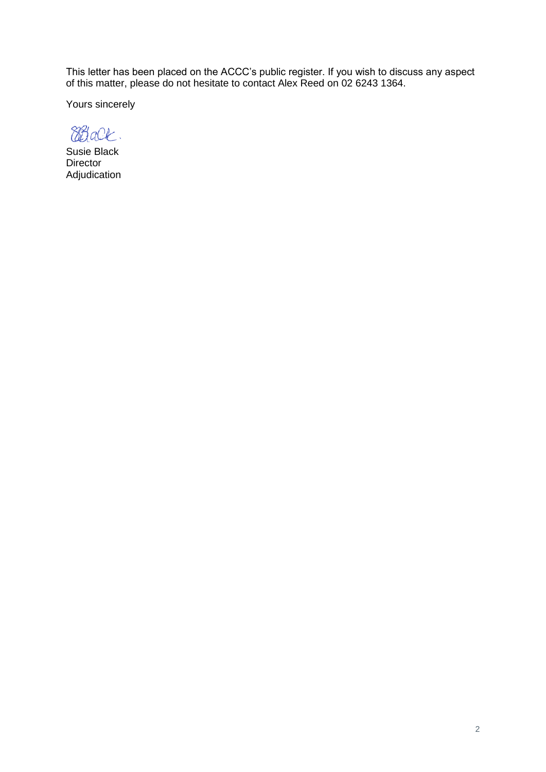This letter has been placed on the ACCC's public register. If you wish to discuss any aspect of this matter, please do not hesitate to contact Alex Reed on 02 6243 1364.

Yours sincerely

Susie Black
Director
Adjudication